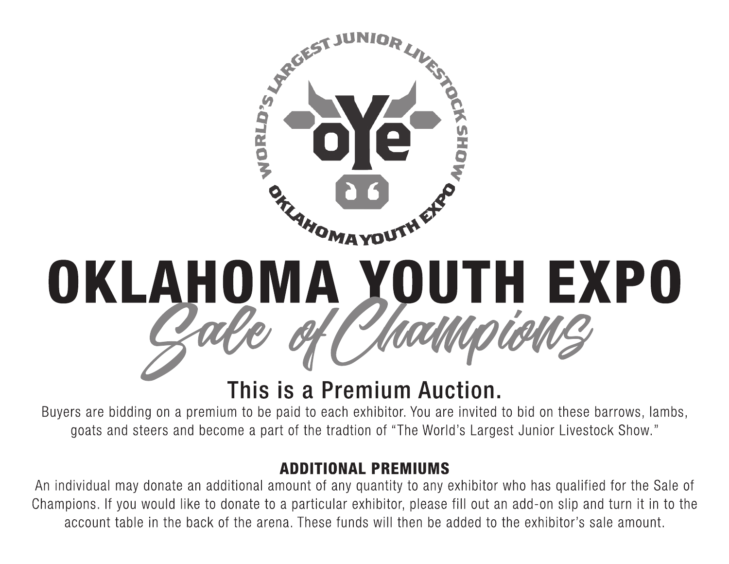WORLD'S LARGEST JUNIOR LIVESTOCK SHOW

OKLAHOMA YOUTH EXPO

# OKLAHOMA YOUTH EXPO

## *Sale of Champions*

### This is a Premium Auction.

Buyers are bidding on a premium to be paid to each exhibitor. You are invited to bid on these barrows, lambs, goats and steers and become a part of the tradtion of "The World's Largest Junior Livestock Show."

**ADDITIONAL PREMIUMS**

An individual may donate an additional amount of any quantity to any exhibitor who has qualified for the Sale of Champions. If you would like to donate to a particular exhibitor, please fill out an add-on slip and turn it in to the account table in the back of the arena. These funds will then be added to the exhibitor's sale amount.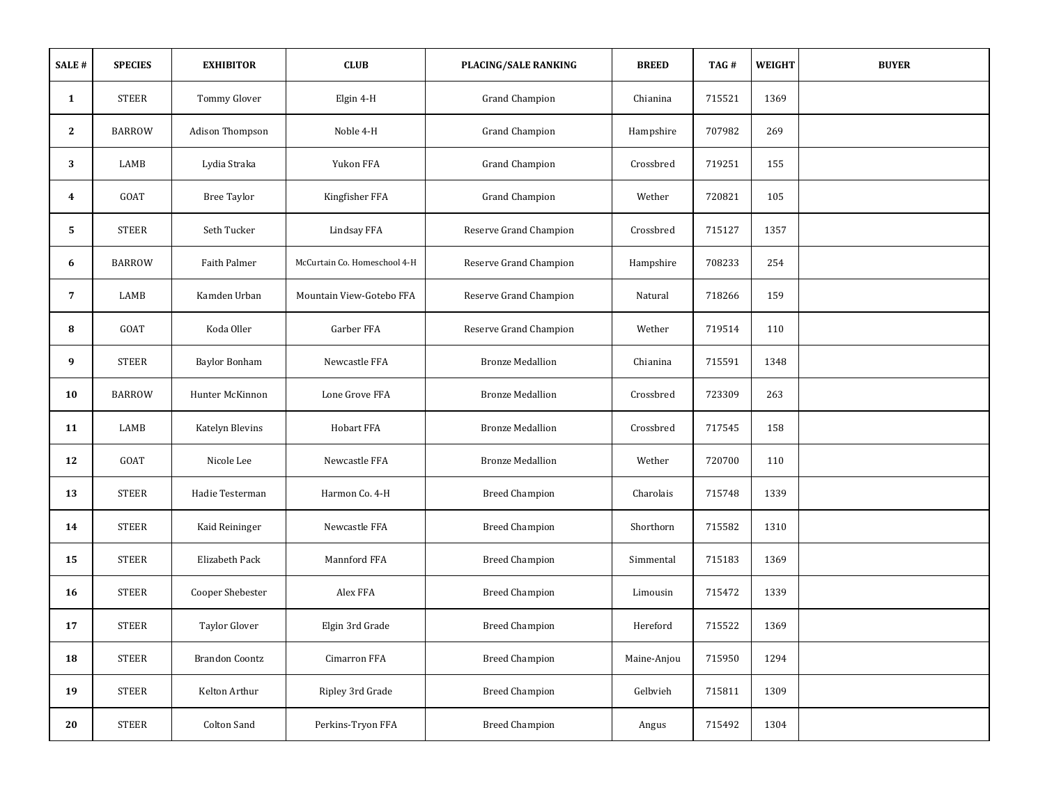| SALE # | SPECIES | EXHIBITOR | CLUB | PLACING/SALE RANKING | BREED | TAG # | WEIGHT | BUYER |
|---|---|---|---|---|---|---|---|---|
| 1 | STEER | Tommy Glover | Elgin 4-H | Grand Champion | Chianina | 715521 | 1369 | |
| 2 | BARROW | Adison Thompson | Noble 4-H | Grand Champion | Hampshire | 707982 | 269 | |
| 3 | LAMB | Lydia Straka | Yukon FFA | Grand Champion | Crossbred | 719251 | 155 | |
| 4 | GOAT | Bree Taylor | Kingfisher FFA | Grand Champion | Wether | 720821 | 105 | |
| 5 | STEER | Seth Tucker | Lindsay FFA | Reserve Grand Champion | Crossbred | 715127 | 1357 | |
| 6 | BARROW | Faith Palmer | McCurtain Co. Homeschool 4-H | Reserve Grand Champion | Hampshire | 708233 | 254 | |
| 7 | LAMB | Kamden Urban | Mountain View-Gotebo FFA | Reserve Grand Champion | Natural | 718266 | 159 | |
| 8 | GOAT | Koda Oller | Garber FFA | Reserve Grand Champion | Wether | 719514 | 110 | |
| 9 | STEER | Baylor Bonham | Newcastle FFA | Bronze Medallion | Chianina | 715591 | 1348 | |
| 10 | BARROW | Hunter McKinnon | Lone Grove FFA | Bronze Medallion | Crossbred | 723309 | 263 | |
| 11 | LAMB | Katelyn Blevins | Hobart FFA | Bronze Medallion | Crossbred | 717545 | 158 | |
| 12 | GOAT | Nicole Lee | Newcastle FFA | Bronze Medallion | Wether | 720700 | 110 | |
| 13 | STEER | Hadie Testerman | Harmon Co. 4-H | Breed Champion | Charolais | 715748 | 1339 | |
| 14 | STEER | Kaid Reininger | Newcastle FFA | Breed Champion | Shorthorn | 715582 | 1310 | |
| 15 | STEER | Elizabeth Pack | Mannford FFA | Breed Champion | Simmental | 715183 | 1369 | |
| 16 | STEER | Cooper Shebester | Alex FFA | Breed Champion | Limousin | 715472 | 1339 | |
| 17 | STEER | Taylor Glover | Elgin 3rd Grade | Breed Champion | Hereford | 715522 | 1369 | |
| 18 | STEER | Brandon Coontz | Cimarron FFA | Breed Champion | Maine-Anjou | 715950 | 1294 | |
| 19 | STEER | Kelton Arthur | Ripley 3rd Grade | Breed Champion | Gelbvieh | 715811 | 1309 | |
| 20 | STEER | Colton Sand | Perkins-Tryon FFA | Breed Champion | Angus | 715492 | 1304 | |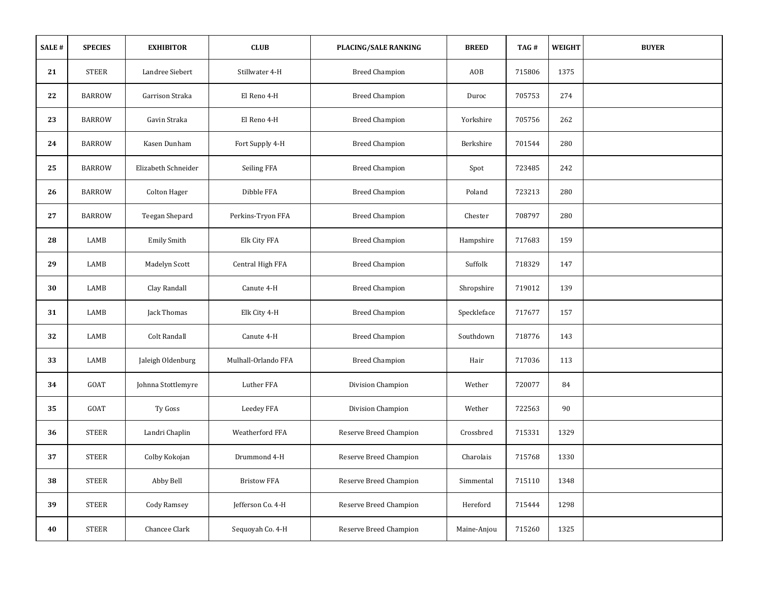| SALE # | SPECIES | EXHIBITOR | CLUB | PLACING/SALE RANKING | BREED | TAG # | WEIGHT | BUYER |
|---|---|---|---|---|---|---|---|---|
| 21 | STEER | Landree Siebert | Stillwater 4-H | Breed Champion | AOB | 715806 | 1375 | |
| 22 | BARROW | Garrison Straka | El Reno 4-H | Breed Champion | Duroc | 705753 | 274 | |
| 23 | BARROW | Gavin Straka | El Reno 4-H | Breed Champion | Yorkshire | 705756 | 262 | |
| 24 | BARROW | Kasen Dunham | Fort Supply 4-H | Breed Champion | Berkshire | 701544 | 280 | |
| 25 | BARROW | Elizabeth Schneider | Seiling FFA | Breed Champion | Spot | 723485 | 242 | |
| 26 | BARROW | Colton Hager | Dibble FFA | Breed Champion | Poland | 723213 | 280 | |
| 27 | BARROW | Teegan Shepard | Perkins-Tryon FFA | Breed Champion | Chester | 708797 | 280 | |
| 28 | LAMB | Emily Smith | Elk City FFA | Breed Champion | Hampshire | 717683 | 159 | |
| 29 | LAMB | Madelyn Scott | Central High FFA | Breed Champion | Suffolk | 718329 | 147 | |
| 30 | LAMB | Clay Randall | Canute 4-H | Breed Champion | Shropshire | 719012 | 139 | |
| 31 | LAMB | Jack Thomas | Elk City 4-H | Breed Champion | Speckleface | 717677 | 157 | |
| 32 | LAMB | Colt Randall | Canute 4-H | Breed Champion | Southdown | 718776 | 143 | |
| 33 | LAMB | Jaleigh Oldenburg | Mulhall-Orlando FFA | Breed Champion | Hair | 717036 | 113 | |
| 34 | GOAT | Johnna Stottlemyre | Luther FFA | Division Champion | Wether | 720077 | 84 | |
| 35 | GOAT | Ty Goss | Leedey FFA | Division Champion | Wether | 722563 | 90 | |
| 36 | STEER | Landri Chaplin | Weatherford FFA | Reserve Breed Champion | Crossbred | 715331 | 1329 | |
| 37 | STEER | Colby Kokojan | Drummond 4-H | Reserve Breed Champion | Charolais | 715768 | 1330 | |
| 38 | STEER | Abby Bell | Bristow FFA | Reserve Breed Champion | Simmental | 715110 | 1348 | |
| 39 | STEER | Cody Ramsey | Jefferson Co. 4-H | Reserve Breed Champion | Hereford | 715444 | 1298 | |
| 40 | STEER | Chancee Clark | Sequoyah Co. 4-H | Reserve Breed Champion | Maine-Anjou | 715260 | 1325 | |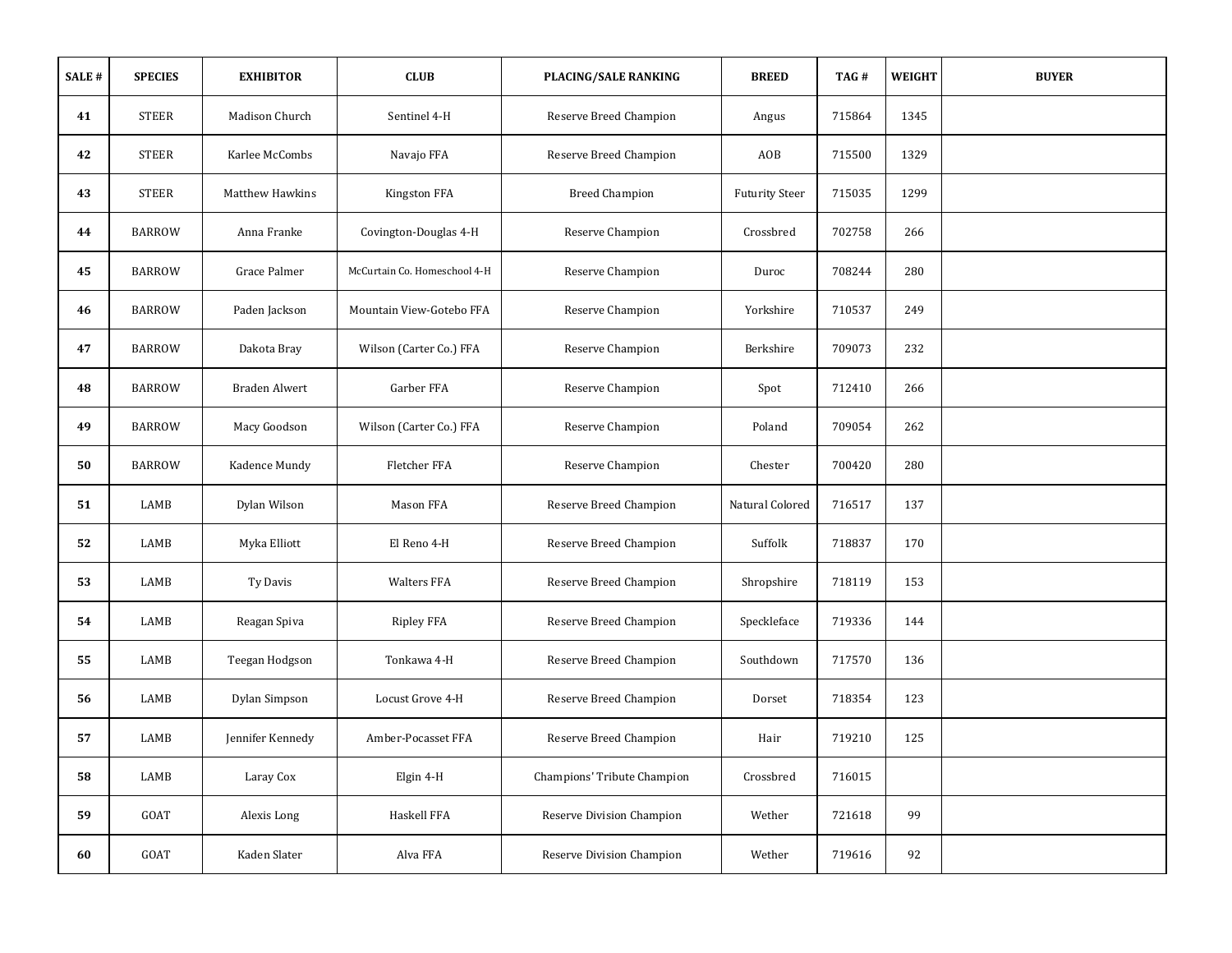| SALE # | SPECIES | EXHIBITOR | CLUB | PLACING/SALE RANKING | BREED | TAG # | WEIGHT | BUYER |
|---|---|---|---|---|---|---|---|---|
| 41 | STEER | Madison Church | Sentinel 4-H | Reserve Breed Champion | Angus | 715864 | 1345 | |
| 42 | STEER | Karlee McCombs | Navajo FFA | Reserve Breed Champion | AOB | 715500 | 1329 | |
| 43 | STEER | Matthew Hawkins | Kingston FFA | Breed Champion | Futurity Steer | 715035 | 1299 | |
| 44 | BARROW | Anna Franke | Covington-Douglas 4-H | Reserve Champion | Crossbred | 702758 | 266 | |
| 45 | BARROW | Grace Palmer | McCurtain Co. Homeschool 4-H | Reserve Champion | Duroc | 708244 | 280 | |
| 46 | BARROW | Paden Jackson | Mountain View-Gotebo FFA | Reserve Champion | Yorkshire | 710537 | 249 | |
| 47 | BARROW | Dakota Bray | Wilson (Carter Co.) FFA | Reserve Champion | Berkshire | 709073 | 232 | |
| 48 | BARROW | Braden Alwert | Garber FFA | Reserve Champion | Spot | 712410 | 266 | |
| 49 | BARROW | Macy Goodson | Wilson (Carter Co.) FFA | Reserve Champion | Poland | 709054 | 262 | |
| 50 | BARROW | Kadence Mundy | Fletcher FFA | Reserve Champion | Chester | 700420 | 280 | |
| 51 | LAMB | Dylan Wilson | Mason FFA | Reserve Breed Champion | Natural Colored | 716517 | 137 | |
| 52 | LAMB | Myka Elliott | El Reno 4-H | Reserve Breed Champion | Suffolk | 718837 | 170 | |
| 53 | LAMB | Ty Davis | Walters FFA | Reserve Breed Champion | Shropshire | 718119 | 153 | |
| 54 | LAMB | Reagan Spiva | Ripley FFA | Reserve Breed Champion | Speckleface | 719336 | 144 | |
| 55 | LAMB | Teegan Hodgson | Tonkawa 4-H | Reserve Breed Champion | Southdown | 717570 | 136 | |
| 56 | LAMB | Dylan Simpson | Locust Grove 4-H | Reserve Breed Champion | Dorset | 718354 | 123 | |
| 57 | LAMB | Jennifer Kennedy | Amber-Pocasset FFA | Reserve Breed Champion | Hair | 719210 | 125 | |
| 58 | LAMB | Laray Cox | Elgin 4-H | Champions' Tribute Champion | Crossbred | 716015 | | |
| 59 | GOAT | Alexis Long | Haskell FFA | Reserve Division Champion | Wether | 721618 | 99 | |
| 60 | GOAT | Kaden Slater | Alva FFA | Reserve Division Champion | Wether | 719616 | 92 | |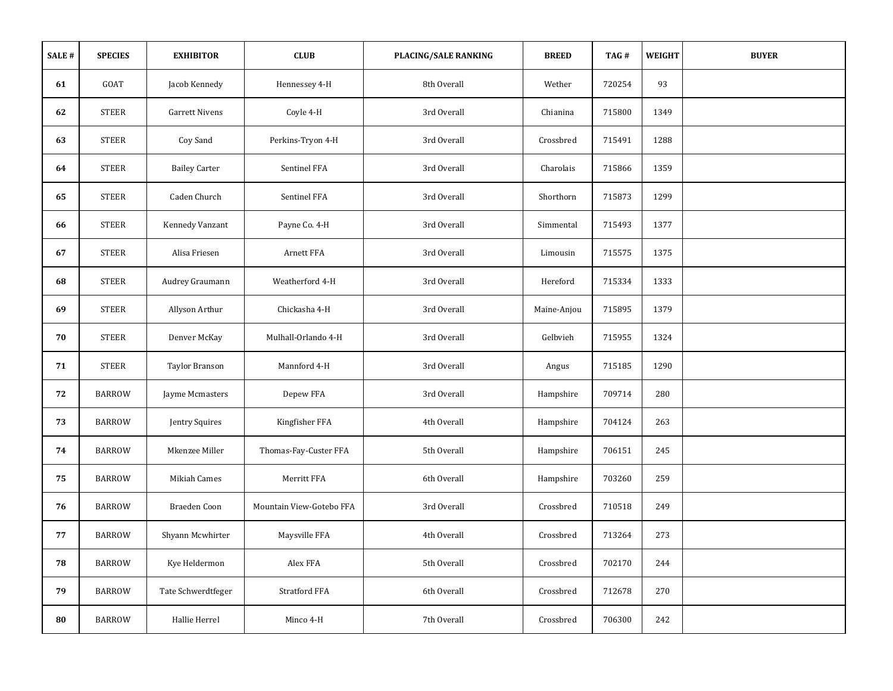| SALE # | SPECIES | EXHIBITOR | CLUB | PLACING/SALE RANKING | BREED | TAG # | WEIGHT | BUYER |
|---|---|---|---|---|---|---|---|---|
| 61 | GOAT | Jacob Kennedy | Hennessey 4-H | 8th Overall | Wether | 720254 | 93 | |
| 62 | STEER | Garrett Nivens | Coyle 4-H | 3rd Overall | Chianina | 715800 | 1349 | |
| 63 | STEER | Coy Sand | Perkins-Tryon 4-H | 3rd Overall | Crossbred | 715491 | 1288 | |
| 64 | STEER | Bailey Carter | Sentinel FFA | 3rd Overall | Charolais | 715866 | 1359 | |
| 65 | STEER | Caden Church | Sentinel FFA | 3rd Overall | Shorthorn | 715873 | 1299 | |
| 66 | STEER | Kennedy Vanzant | Payne Co. 4-H | 3rd Overall | Simmental | 715493 | 1377 | |
| 67 | STEER | Alisa Friesen | Arnett FFA | 3rd Overall | Limousin | 715575 | 1375 | |
| 68 | STEER | Audrey Graumann | Weatherford 4-H | 3rd Overall | Hereford | 715334 | 1333 | |
| 69 | STEER | Allyson Arthur | Chickasha 4-H | 3rd Overall | Maine-Anjou | 715895 | 1379 | |
| 70 | STEER | Denver McKay | Mulhall-Orlando 4-H | 3rd Overall | Gelbvieh | 715955 | 1324 | |
| 71 | STEER | Taylor Branson | Mannford 4-H | 3rd Overall | Angus | 715185 | 1290 | |
| 72 | BARROW | Jayme Mcmasters | Depew FFA | 3rd Overall | Hampshire | 709714 | 280 | |
| 73 | BARROW | Jentry Squires | Kingfisher FFA | 4th Overall | Hampshire | 704124 | 263 | |
| 74 | BARROW | Mkenzee Miller | Thomas-Fay-Custer FFA | 5th Overall | Hampshire | 706151 | 245 | |
| 75 | BARROW | Mikiah Cames | Merritt FFA | 6th Overall | Hampshire | 703260 | 259 | |
| 76 | BARROW | Braeden Coon | Mountain View-Gotebo FFA | 3rd Overall | Crossbred | 710518 | 249 | |
| 77 | BARROW | Shyann Mcwhirter | Maysville FFA | 4th Overall | Crossbred | 713264 | 273 | |
| 78 | BARROW | Kye Heldermon | Alex FFA | 5th Overall | Crossbred | 702170 | 244 | |
| 79 | BARROW | Tate Schwerdtfeger | Stratford FFA | 6th Overall | Crossbred | 712678 | 270 | |
| 80 | BARROW | Hallie Herrel | Minco 4-H | 7th Overall | Crossbred | 706300 | 242 | |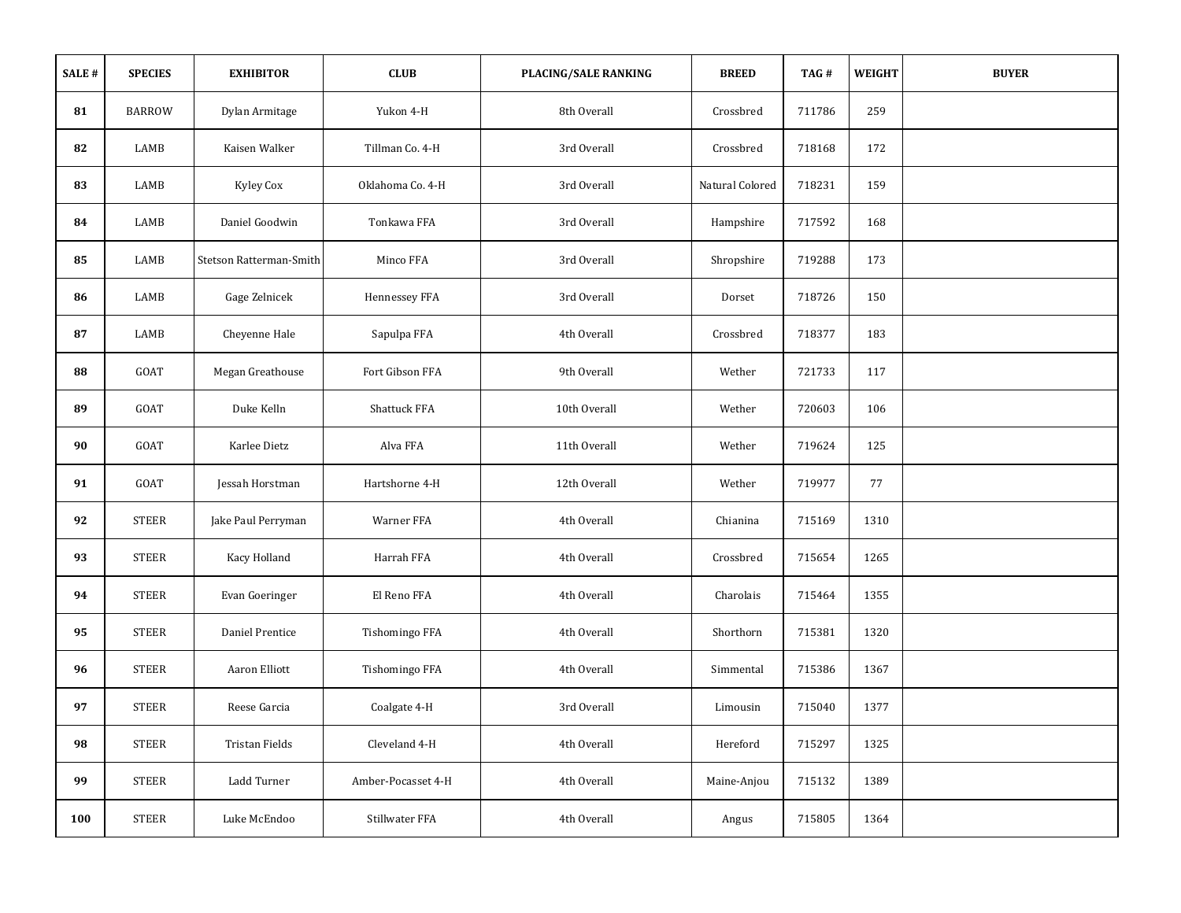| SALE # | SPECIES | EXHIBITOR | CLUB | PLACING/SALE RANKING | BREED | TAG # | WEIGHT | BUYER |
|---|---|---|---|---|---|---|---|---|
| 81 | BARROW | Dylan Armitage | Yukon 4-H | 8th Overall | Crossbred | 711786 | 259 | |
| 82 | LAMB | Kaisen Walker | Tillman Co. 4-H | 3rd Overall | Crossbred | 718168 | 172 | |
| 83 | LAMB | Kyley Cox | Oklahoma Co. 4-H | 3rd Overall | Natural Colored | 718231 | 159 | |
| 84 | LAMB | Daniel Goodwin | Tonkawa FFA | 3rd Overall | Hampshire | 717592 | 168 | |
| 85 | LAMB | Stetson Ratterman-Smith | Minco FFA | 3rd Overall | Shropshire | 719288 | 173 | |
| 86 | LAMB | Gage Zelnicek | Hennessey FFA | 3rd Overall | Dorset | 718726 | 150 | |
| 87 | LAMB | Cheyenne Hale | Sapulpa FFA | 4th Overall | Crossbred | 718377 | 183 | |
| 88 | GOAT | Megan Greathouse | Fort Gibson FFA | 9th Overall | Wether | 721733 | 117 | |
| 89 | GOAT | Duke Kelln | Shattuck FFA | 10th Overall | Wether | 720603 | 106 | |
| 90 | GOAT | Karlee Dietz | Alva FFA | 11th Overall | Wether | 719624 | 125 | |
| 91 | GOAT | Jessah Horstman | Hartshorne 4-H | 12th Overall | Wether | 719977 | 77 | |
| 92 | STEER | Jake Paul Perryman | Warner FFA | 4th Overall | Chianina | 715169 | 1310 | |
| 93 | STEER | Kacy Holland | Harrah FFA | 4th Overall | Crossbred | 715654 | 1265 | |
| 94 | STEER | Evan Goeringer | El Reno FFA | 4th Overall | Charolais | 715464 | 1355 | |
| 95 | STEER | Daniel Prentice | Tishomingo FFA | 4th Overall | Shorthorn | 715381 | 1320 | |
| 96 | STEER | Aaron Elliott | Tishomingo FFA | 4th Overall | Simmental | 715386 | 1367 | |
| 97 | STEER | Reese Garcia | Coalgate 4-H | 3rd Overall | Limousin | 715040 | 1377 | |
| 98 | STEER | Tristan Fields | Cleveland 4-H | 4th Overall | Hereford | 715297 | 1325 | |
| 99 | STEER | Ladd Turner | Amber-Pocasset 4-H | 4th Overall | Maine-Anjou | 715132 | 1389 | |
| 100 | STEER | Luke McEndoo | Stillwater FFA | 4th Overall | Angus | 715805 | 1364 | |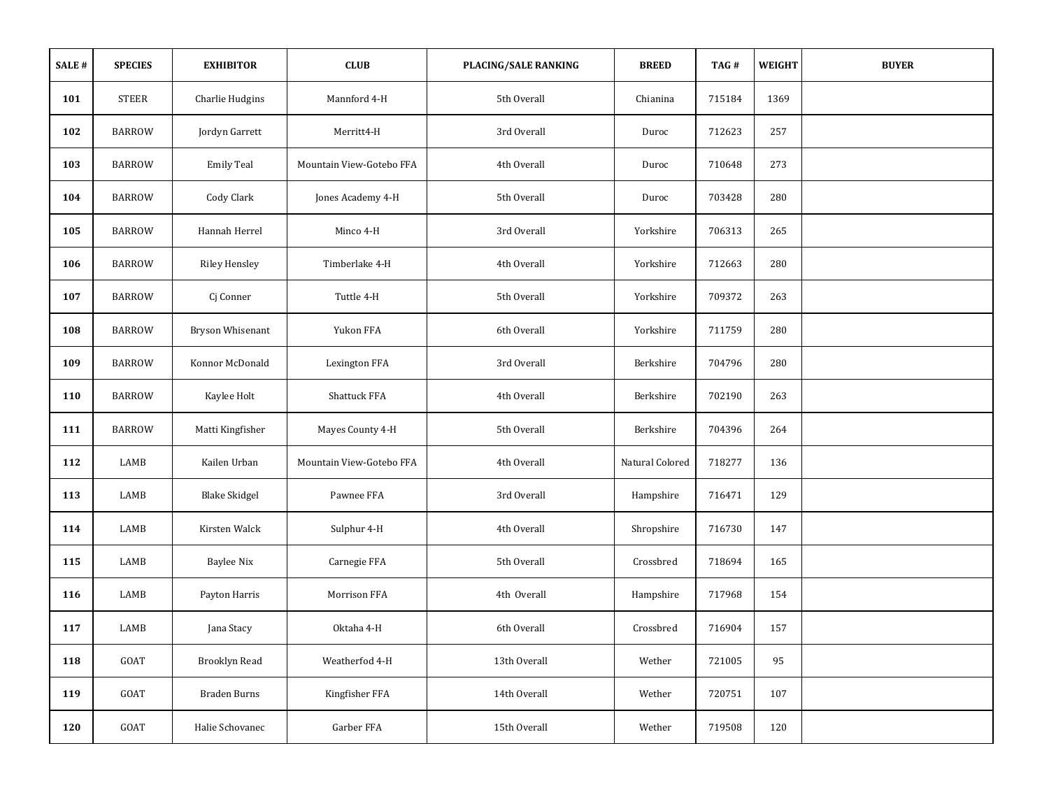| SALE # | SPECIES | EXHIBITOR | CLUB | PLACING/SALE RANKING | BREED | TAG # | WEIGHT | BUYER |
|---|---|---|---|---|---|---|---|---|
| **101** | STEER | Charlie Hudgins | Mannford 4-H | 5th Overall | Chianina | 715184 | 1369 | |
| **102** | BARROW | Jordyn Garrett | Merritt4-H | 3rd Overall | Duroc | 712623 | 257 | |
| **103** | BARROW | Emily Teal | Mountain View-Gotebo FFA | 4th Overall | Duroc | 710648 | 273 | |
| **104** | BARROW | Cody Clark | Jones Academy 4-H | 5th Overall | Duroc | 703428 | 280 | |
| **105** | BARROW | Hannah Herrel | Minco 4-H | 3rd Overall | Yorkshire | 706313 | 265 | |
| **106** | BARROW | Riley Hensley | Timberlake 4-H | 4th Overall | Yorkshire | 712663 | 280 | |
| **107** | BARROW | Cj Conner | Tuttle 4-H | 5th Overall | Yorkshire | 709372 | 263 | |
| **108** | BARROW | Bryson Whisenant | Yukon FFA | 6th Overall | Yorkshire | 711759 | 280 | |
| **109** | BARROW | Konnor McDonald | Lexington FFA | 3rd Overall | Berkshire | 704796 | 280 | |
| **110** | BARROW | Kaylee Holt | Shattuck FFA | 4th Overall | Berkshire | 702190 | 263 | |
| **111** | BARROW | Matti Kingfisher | Mayes County 4-H | 5th Overall | Berkshire | 704396 | 264 | |
| **112** | LAMB | Kailen Urban | Mountain View-Gotebo FFA | 4th Overall | Natural Colored | 718277 | 136 | |
| **113** | LAMB | Blake Skidgel | Pawnee FFA | 3rd Overall | Hampshire | 716471 | 129 | |
| **114** | LAMB | Kirsten Walck | Sulphur 4-H | 4th Overall | Shropshire | 716730 | 147 | |
| **115** | LAMB | Baylee Nix | Carnegie FFA | 5th Overall | Crossbred | 718694 | 165 | |
| **116** | LAMB | Payton Harris | Morrison FFA | 4th Overall | Hampshire | 717968 | 154 | |
| **117** | LAMB | Jana Stacy | Oktaha 4-H | 6th Overall | Crossbred | 716904 | 157 | |
| **118** | GOAT | Brooklyn Read | Weatherfod 4-H | 13th Overall | Wether | 721005 | 95 | |
| **119** | GOAT | Braden Burns | Kingfisher FFA | 14th Overall | Wether | 720751 | 107 | |
| **120** | GOAT | Halie Schovanec | Garber FFA | 15th Overall | Wether | 719508 | 120 | |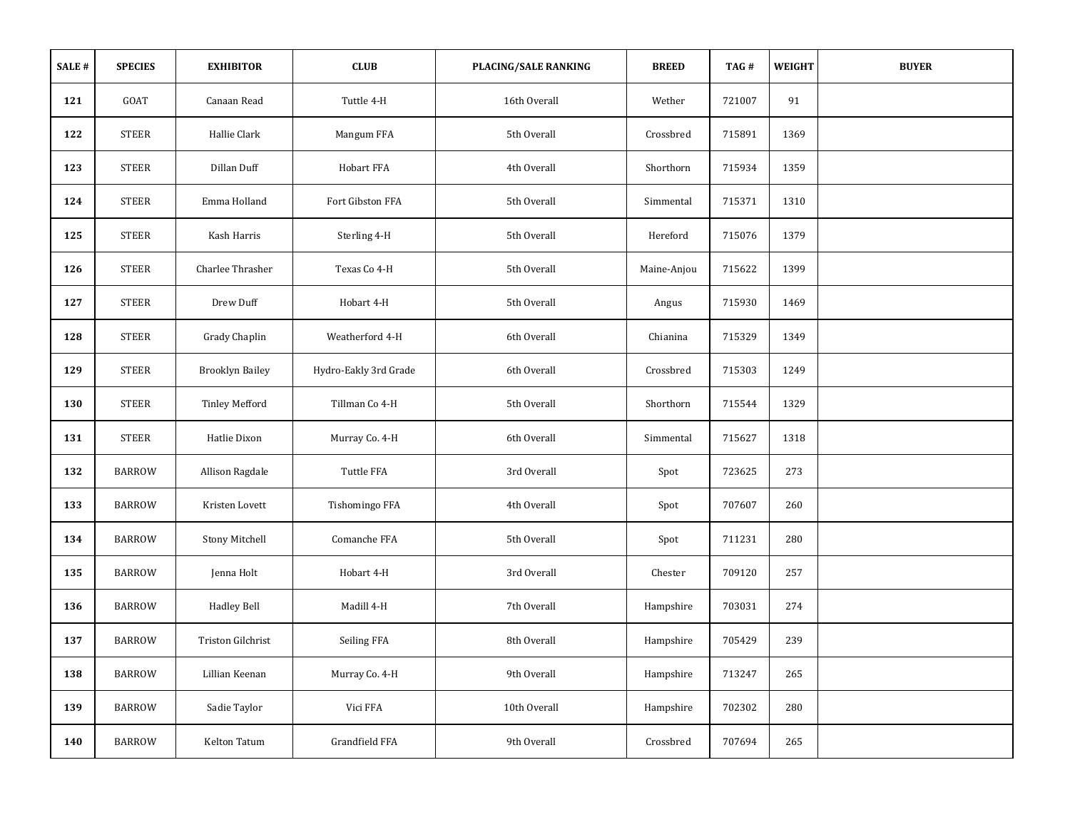| SALE # | SPECIES | EXHIBITOR | CLUB | PLACING/SALE RANKING | BREED | TAG # | WEIGHT | BUYER |
|---|---|---|---|---|---|---|---|---|
| 121 | GOAT | Canaan Read | Tuttle 4-H | 16th Overall | Wether | 721007 | 91 | |
| 122 | STEER | Hallie Clark | Mangum FFA | 5th Overall | Crossbred | 715891 | 1369 | |
| 123 | STEER | Dillan Duff | Hobart FFA | 4th Overall | Shorthorn | 715934 | 1359 | |
| 124 | STEER | Emma Holland | Fort Gibston FFA | 5th Overall | Simmental | 715371 | 1310 | |
| 125 | STEER | Kash Harris | Sterling 4-H | 5th Overall | Hereford | 715076 | 1379 | |
| 126 | STEER | Charlee Thrasher | Texas Co 4-H | 5th Overall | Maine-Anjou | 715622 | 1399 | |
| 127 | STEER | Drew Duff | Hobart 4-H | 5th Overall | Angus | 715930 | 1469 | |
| 128 | STEER | Grady Chaplin | Weatherford 4-H | 6th Overall | Chianina | 715329 | 1349 | |
| 129 | STEER | Brooklyn Bailey | Hydro-Eakly 3rd Grade | 6th Overall | Crossbred | 715303 | 1249 | |
| 130 | STEER | Tinley Mefford | Tillman Co 4-H | 5th Overall | Shorthorn | 715544 | 1329 | |
| 131 | STEER | Hatlie Dixon | Murray Co. 4-H | 6th Overall | Simmental | 715627 | 1318 | |
| 132 | BARROW | Allison Ragdale | Tuttle FFA | 3rd Overall | Spot | 723625 | 273 | |
| 133 | BARROW | Kristen Lovett | Tishomingo FFA | 4th Overall | Spot | 707607 | 260 | |
| 134 | BARROW | Stony Mitchell | Comanche FFA | 5th Overall | Spot | 711231 | 280 | |
| 135 | BARROW | Jenna Holt | Hobart 4-H | 3rd Overall | Chester | 709120 | 257 | |
| 136 | BARROW | Hadley Bell | Madill 4-H | 7th Overall | Hampshire | 703031 | 274 | |
| 137 | BARROW | Triston Gilchrist | Seiling FFA | 8th Overall | Hampshire | 705429 | 239 | |
| 138 | BARROW | Lillian Keenan | Murray Co. 4-H | 9th Overall | Hampshire | 713247 | 265 | |
| 139 | BARROW | Sadie Taylor | Vici FFA | 10th Overall | Hampshire | 702302 | 280 | |
| 140 | BARROW | Kelton Tatum | Grandfield FFA | 9th Overall | Crossbred | 707694 | 265 | |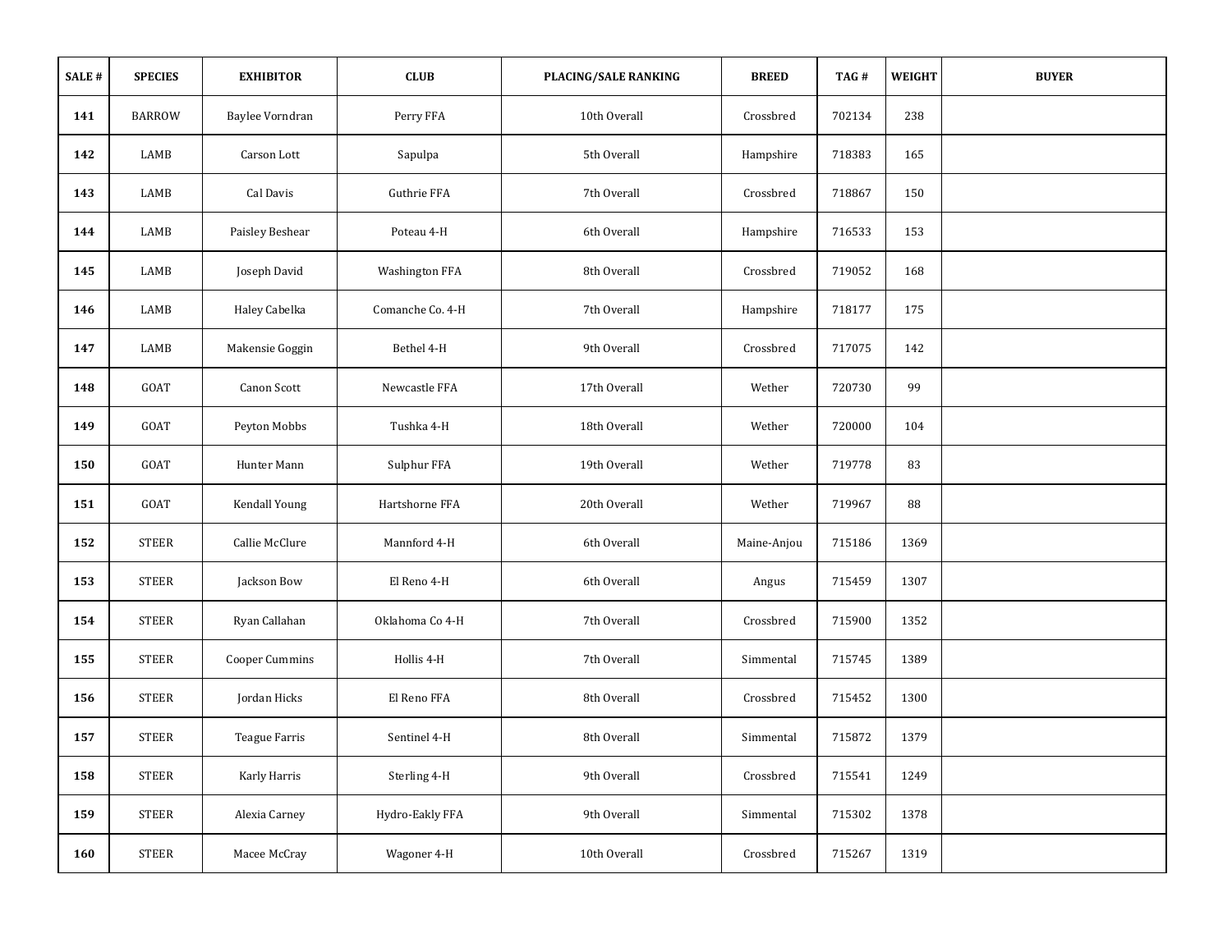| SALE # | SPECIES | EXHIBITOR | CLUB | PLACING/SALE RANKING | BREED | TAG # | WEIGHT | BUYER |
|---|---|---|---|---|---|---|---|---|
| 141 | BARROW | Baylee Vorndran | Perry FFA | 10th Overall | Crossbred | 702134 | 238 | |
| 142 | LAMB | Carson Lott | Sapulpa | 5th Overall | Hampshire | 718383 | 165 | |
| 143 | LAMB | Cal Davis | Guthrie FFA | 7th Overall | Crossbred | 718867 | 150 | |
| 144 | LAMB | Paisley Beshear | Poteau 4-H | 6th Overall | Hampshire | 716533 | 153 | |
| 145 | LAMB | Joseph David | Washington FFA | 8th Overall | Crossbred | 719052 | 168 | |
| 146 | LAMB | Haley Cabelka | Comanche Co. 4-H | 7th Overall | Hampshire | 718177 | 175 | |
| 147 | LAMB | Makensie Goggin | Bethel 4-H | 9th Overall | Crossbred | 717075 | 142 | |
| 148 | GOAT | Canon Scott | Newcastle FFA | 17th Overall | Wether | 720730 | 99 | |
| 149 | GOAT | Peyton Mobbs | Tushka 4-H | 18th Overall | Wether | 720000 | 104 | |
| 150 | GOAT | Hunter Mann | Sulphur FFA | 19th Overall | Wether | 719778 | 83 | |
| 151 | GOAT | Kendall Young | Hartshorne FFA | 20th Overall | Wether | 719967 | 88 | |
| 152 | STEER | Callie McClure | Mannford 4-H | 6th Overall | Maine-Anjou | 715186 | 1369 | |
| 153 | STEER | Jackson Bow | El Reno 4-H | 6th Overall | Angus | 715459 | 1307 | |
| 154 | STEER | Ryan Callahan | Oklahoma Co 4-H | 7th Overall | Crossbred | 715900 | 1352 | |
| 155 | STEER | Cooper Cummins | Hollis 4-H | 7th Overall | Simmental | 715745 | 1389 | |
| 156 | STEER | Jordan Hicks | El Reno FFA | 8th Overall | Crossbred | 715452 | 1300 | |
| 157 | STEER | Teague Farris | Sentinel 4-H | 8th Overall | Simmental | 715872 | 1379 | |
| 158 | STEER | Karly Harris | Sterling 4-H | 9th Overall | Crossbred | 715541 | 1249 | |
| 159 | STEER | Alexia Carney | Hydro-Eakly FFA | 9th Overall | Simmental | 715302 | 1378 | |
| 160 | STEER | Macee McCray | Wagoner 4-H | 10th Overall | Crossbred | 715267 | 1319 | |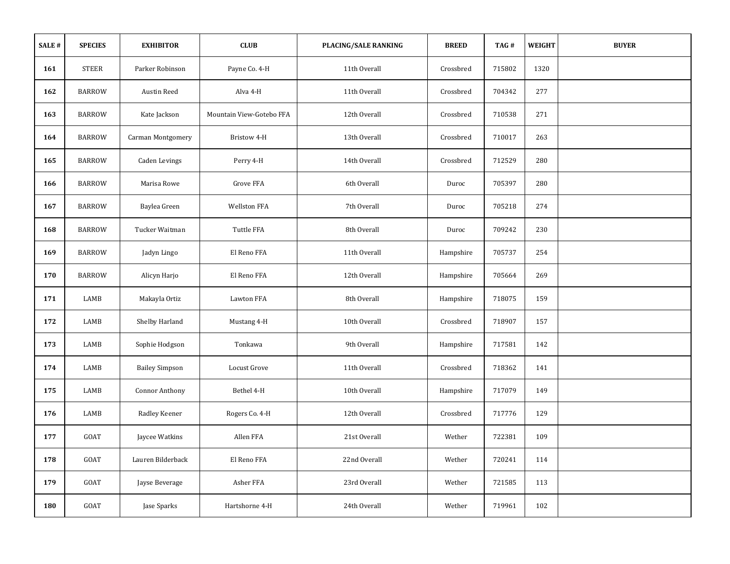| SALE # | SPECIES | EXHIBITOR | CLUB | PLACING/SALE RANKING | BREED | TAG # | WEIGHT | BUYER |
|---|---|---|---|---|---|---|---|---|
| **161** | STEER | Parker Robinson | Payne Co. 4-H | 11th Overall | Crossbred | 715802 | 1320 | |
| **162** | BARROW | Austin Reed | Alva 4-H | 11th Overall | Crossbred | 704342 | 277 | |
| **163** | BARROW | Kate Jackson | Mountain View-Gotebo FFA | 12th Overall | Crossbred | 710538 | 271 | |
| **164** | BARROW | Carman Montgomery | Bristow 4-H | 13th Overall | Crossbred | 710017 | 263 | |
| **165** | BARROW | Caden Levings | Perry 4-H | 14th Overall | Crossbred | 712529 | 280 | |
| **166** | BARROW | Marisa Rowe | Grove FFA | 6th Overall | Duroc | 705397 | 280 | |
| **167** | BARROW | Baylea Green | Wellston FFA | 7th Overall | Duroc | 705218 | 274 | |
| **168** | BARROW | Tucker Waitman | Tuttle FFA | 8th Overall | Duroc | 709242 | 230 | |
| **169** | BARROW | Jadyn Lingo | El Reno FFA | 11th Overall | Hampshire | 705737 | 254 | |
| **170** | BARROW | Alicyn Harjo | El Reno FFA | 12th Overall | Hampshire | 705664 | 269 | |
| **171** | LAMB | Makayla Ortiz | Lawton FFA | 8th Overall | Hampshire | 718075 | 159 | |
| **172** | LAMB | Shelby Harland | Mustang 4-H | 10th Overall | Crossbred | 718907 | 157 | |
| **173** | LAMB | Sophie Hodgson | Tonkawa | 9th Overall | Hampshire | 717581 | 142 | |
| **174** | LAMB | Bailey Simpson | Locust Grove | 11th Overall | Crossbred | 718362 | 141 | |
| **175** | LAMB | Connor Anthony | Bethel 4-H | 10th Overall | Hampshire | 717079 | 149 | |
| **176** | LAMB | Radley Keener | Rogers Co. 4-H | 12th Overall | Crossbred | 717776 | 129 | |
| **177** | GOAT | Jaycee Watkins | Allen FFA | 21st Overall | Wether | 722381 | 109 | |
| **178** | GOAT | Lauren Bilderback | El Reno FFA | 22nd Overall | Wether | 720241 | 114 | |
| **179** | GOAT | Jayse Beverage | Asher FFA | 23rd Overall | Wether | 721585 | 113 | |
| **180** | GOAT | Jase Sparks | Hartshorne 4-H | 24th Overall | Wether | 719961 | 102 | |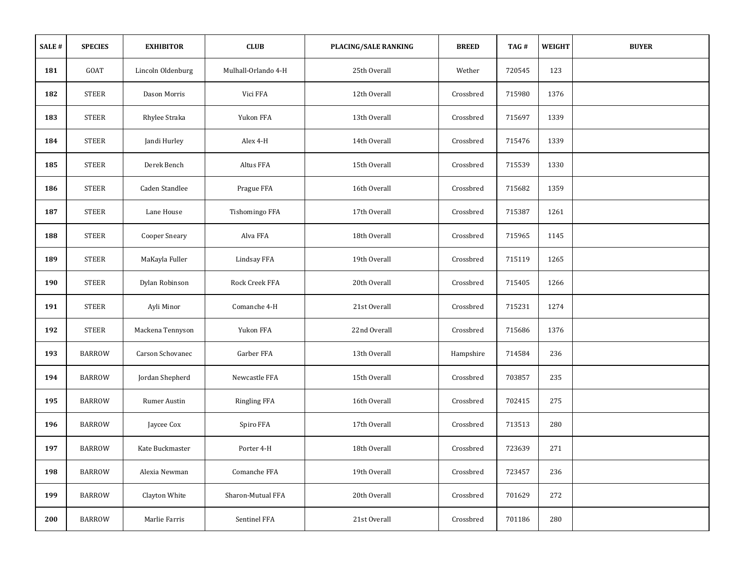| SALE # | SPECIES | EXHIBITOR | CLUB | PLACING/SALE RANKING | BREED | TAG # | WEIGHT | BUYER |
|---|---|---|---|---|---|---|---|---|
| 181 | GOAT | Lincoln Oldenburg | Mulhall-Orlando 4-H | 25th Overall | Wether | 720545 | 123 | |
| 182 | STEER | Dason Morris | Vici FFA | 12th Overall | Crossbred | 715980 | 1376 | |
| 183 | STEER | Rhylee Straka | Yukon FFA | 13th Overall | Crossbred | 715697 | 1339 | |
| 184 | STEER | Jandi Hurley | Alex 4-H | 14th Overall | Crossbred | 715476 | 1339 | |
| 185 | STEER | Derek Bench | Altus FFA | 15th Overall | Crossbred | 715539 | 1330 | |
| 186 | STEER | Caden Standlee | Prague FFA | 16th Overall | Crossbred | 715682 | 1359 | |
| 187 | STEER | Lane House | Tishomingo FFA | 17th Overall | Crossbred | 715387 | 1261 | |
| 188 | STEER | Cooper Sneary | Alva FFA | 18th Overall | Crossbred | 715965 | 1145 | |
| 189 | STEER | MaKayla Fuller | Lindsay FFA | 19th Overall | Crossbred | 715119 | 1265 | |
| 190 | STEER | Dylan Robinson | Rock Creek FFA | 20th Overall | Crossbred | 715405 | 1266 | |
| 191 | STEER | Ayli Minor | Comanche 4-H | 21st Overall | Crossbred | 715231 | 1274 | |
| 192 | STEER | Mackena Tennyson | Yukon FFA | 22nd Overall | Crossbred | 715686 | 1376 | |
| 193 | BARROW | Carson Schovanec | Garber FFA | 13th Overall | Hampshire | 714584 | 236 | |
| 194 | BARROW | Jordan Shepherd | Newcastle FFA | 15th Overall | Crossbred | 703857 | 235 | |
| 195 | BARROW | Rumer Austin | Ringling FFA | 16th Overall | Crossbred | 702415 | 275 | |
| 196 | BARROW | Jaycee Cox | Spiro FFA | 17th Overall | Crossbred | 713513 | 280 | |
| 197 | BARROW | Kate Buckmaster | Porter 4-H | 18th Overall | Crossbred | 723639 | 271 | |
| 198 | BARROW | Alexia Newman | Comanche FFA | 19th Overall | Crossbred | 723457 | 236 | |
| 199 | BARROW | Clayton White | Sharon-Mutual FFA | 20th Overall | Crossbred | 701629 | 272 | |
| 200 | BARROW | Marlie Farris | Sentinel FFA | 21st Overall | Crossbred | 701186 | 280 | |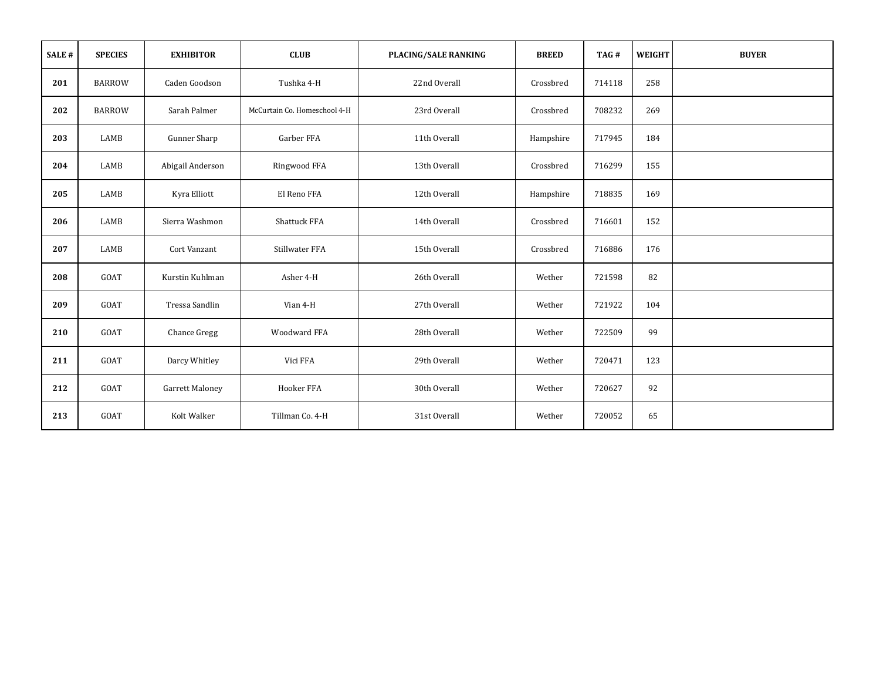| SALE # | SPECIES | EXHIBITOR | CLUB | PLACING/SALE RANKING | BREED | TAG # | WEIGHT | BUYER |
|---|---|---|---|---|---|---|---|---|
| **201** | BARROW | Caden Goodson | Tushka 4-H | 22nd Overall | Crossbred | 714118 | 258 | |
| **202** | BARROW | Sarah Palmer | McCurtain Co. Homeschool 4-H | 23rd Overall | Crossbred | 708232 | 269 | |
| **203** | LAMB | Gunner Sharp | Garber FFA | 11th Overall | Hampshire | 717945 | 184 | |
| **204** | LAMB | Abigail Anderson | Ringwood FFA | 13th Overall | Crossbred | 716299 | 155 | |
| **205** | LAMB | Kyra Elliott | El Reno FFA | 12th Overall | Hampshire | 718835 | 169 | |
| **206** | LAMB | Sierra Washmon | Shattuck FFA | 14th Overall | Crossbred | 716601 | 152 | |
| **207** | LAMB | Cort Vanzant | Stillwater FFA | 15th Overall | Crossbred | 716886 | 176 | |
| **208** | GOAT | Kurstin Kuhlman | Asher 4-H | 26th Overall | Wether | 721598 | 82 | |
| **209** | GOAT | Tressa Sandlin | Vian 4-H | 27th Overall | Wether | 721922 | 104 | |
| **210** | GOAT | Chance Gregg | Woodward FFA | 28th Overall | Wether | 722509 | 99 | |
| **211** | GOAT | Darcy Whitley | Vici FFA | 29th Overall | Wether | 720471 | 123 | |
| **212** | GOAT | Garrett Maloney | Hooker FFA | 30th Overall | Wether | 720627 | 92 | |
| **213** | GOAT | Kolt Walker | Tillman Co. 4-H | 31st Overall | Wether | 720052 | 65 | |